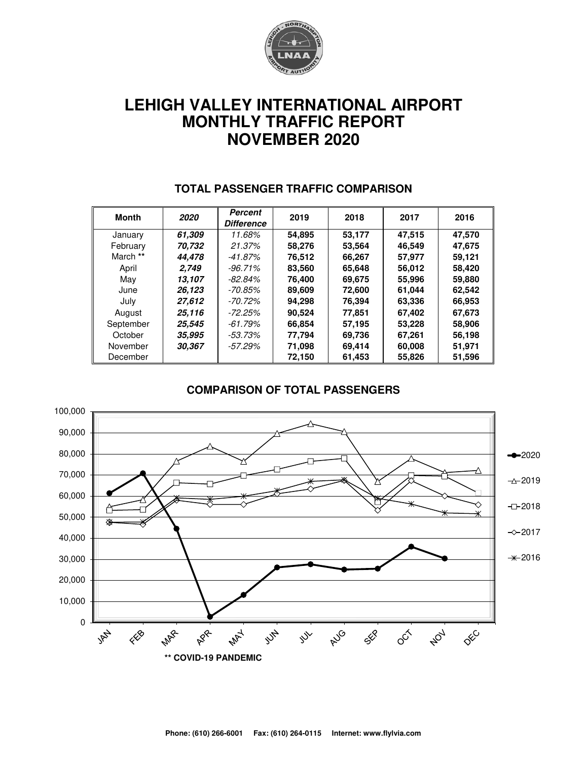# LEHIGH VALLEY INTERNATIONAL AIRPORT
# MONTHLY TRAFFIC REPORT
# NOVEMBER 2020

## TOTAL PASSENGER TRAFFIC COMPARISON

| Month | *2020* | *Percent Difference* | 2019 | 2018 | 2017 | 2016 |
|---|---|---|---|---|---|---|
| January | ***61,309*** | *11.68%* | **54,895** | **53,177** | **47,515** | **47,570** |
| February | ***70,732*** | *21.37%* | **58,276** | **53,564** | **46,549** | **47,675** |
| March ** | ***44,478*** | *-41.87%* | **76,512** | **66,267** | **57,977** | **59,121** |
| April | ***2,749*** | *-96.71%* | **83,560** | **65,648** | **56,012** | **58,420** |
| May | ***13,107*** | *-82.84%* | **76,400** | **69,675** | **55,996** | **59,880** |
| June | ***26,123*** | *-70.85%* | **89,609** | **72,600** | **61,044** | **62,542** |
| July | ***27,612*** | *-70.72%* | **94,298** | **76,394** | **63,336** | **66,953** |
| August | ***25,116*** | *-72.25%* | **90,524** | **77,851** | **67,402** | **67,673** |
| September | ***25,545*** | *-61.79%* | **66,854** | **57,195** | **53,228** | **58,906** |
| October | ***35,995*** | *-53.73%* | **77,794** | **69,736** | **67,261** | **56,198** |
| November | ***30,367*** | *-57.29%* | **71,098** | **69,414** | **60,008** | **51,971** |
| December | | | **72,150** | **61,453** | **55,826** | **51,596** |

## COMPARISON OF TOTAL PASSENGERS

100,000
90,000
80,000
70,000
60,000
50,000
40,000
30,000
20,000
10,000
0

JAN FEB MAR APR MAY JUN JUL AUG SEP OCT NOV DEC

2020
2019
2018
2017
2016

**** COVID-19 PANDEMIC**

**Phone: (610) 266-6001 Fax: (610) 264-0115 Internet: www.flylvia.com**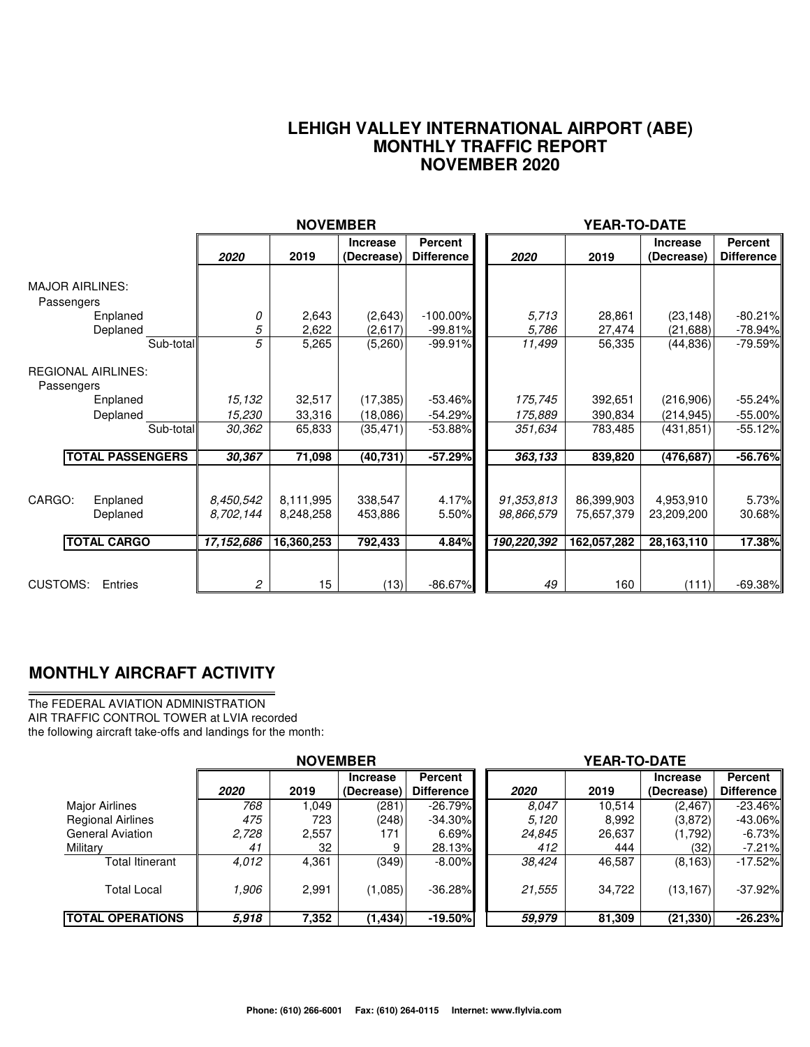# LEHIGH VALLEY INTERNATIONAL AIRPORT (ABE)
# MONTHLY TRAFFIC REPORT
# NOVEMBER 2020

| | | NOVEMBER | | | | YEAR-TO-DATE | | | |
|---|---|---|---|---|---|---|---|---|---|
| | | *2020* | 2019 | Increase (Decrease) | Percent Difference | *2020* | 2019 | Increase (Decrease) | Percent Difference |
| MAJOR AIRLINES: | | | | | | | | | |
| Passengers | | | | | | | | | |
| Enplaned | | *0* | 2,643 | (2,643) | -100.00% | *5,713* | 28,861 | (23,148) | -80.21% |
| Deplaned | | *5* | 2,622 | (2,617) | -99.81% | *5,786* | 27,474 | (21,688) | -78.94% |
| | Sub-total | *5* | 5,265 | (5,260) | -99.91% | *11,499* | 56,335 | (44,836) | -79.59% |
| REGIONAL AIRLINES: | | | | | | | | | |
| Passengers | | | | | | | | | |
| Enplaned | | *15,132* | 32,517 | (17,385) | -53.46% | *175,745* | 392,651 | (216,906) | -55.24% |
| Deplaned | | *15,230* | 33,316 | (18,086) | -54.29% | *175,889* | 390,834 | (214,945) | -55.00% |
| | Sub-total | *30,362* | 65,833 | (35,471) | -53.88% | *351,634* | 783,485 | (431,851) | -55.12% |
| **TOTAL PASSENGERS** | | ***30,367*** | **71,098** | **(40,731)** | **-57.29%** | ***363,133*** | **839,820** | **(476,687)** | **-56.76%** |
| CARGO: | Enplaned | *8,450,542* | 8,111,995 | 338,547 | 4.17% | *91,353,813* | 86,399,903 | 4,953,910 | 5.73% |
| | Deplaned | *8,702,144* | 8,248,258 | 453,886 | 5.50% | *98,866,579* | 75,657,379 | 23,209,200 | 30.68% |
| **TOTAL CARGO** | | ***17,152,686*** | **16,360,253** | **792,433** | **4.84%** | ***190,220,392*** | **162,057,282** | **28,163,110** | **17.38%** |
| CUSTOMS: | Entries | *2* | 15 | (13) | -86.67% | *49* | 160 | (111) | -69.38% |

## MONTHLY AIRCRAFT ACTIVITY

The FEDERAL AVIATION ADMINISTRATION
AIR TRAFFIC CONTROL TOWER at LVIA recorded
the following aircraft take-offs and landings for the month:

| | NOVEMBER | | | | YEAR-TO-DATE | | | |
|---|---|---|---|---|---|---|---|---|
| | *2020* | 2019 | Increase (Decrease) | Percent Difference | *2020* | 2019 | Increase (Decrease) | Percent Difference |
| Major Airlines | *768* | 1,049 | (281) | -26.79% | *8,047* | 10,514 | (2,467) | -23.46% |
| Regional Airlines | *475* | 723 | (248) | -34.30% | *5,120* | 8,992 | (3,872) | -43.06% |
| General Aviation | *2,728* | 2,557 | 171 | 6.69% | *24,845* | 26,637 | (1,792) | -6.73% |
| Military | *41* | 32 | 9 | 28.13% | *412* | 444 | (32) | -7.21% |
| Total Itinerant | *4,012* | 4,361 | (349) | -8.00% | *38,424* | 46,587 | (8,163) | -17.52% |
| Total Local | *1,906* | 2,991 | (1,085) | -36.28% | *21,555* | 34,722 | (13,167) | -37.92% |
| **TOTAL OPERATIONS** | ***5,918*** | **7,352** | **(1,434)** | **-19.50%** | ***59,979*** | **81,309** | **(21,330)** | **-26.23%** |

**Phone: (610) 266-6001 Fax: (610) 264-0115 Internet: www.flylvia.com**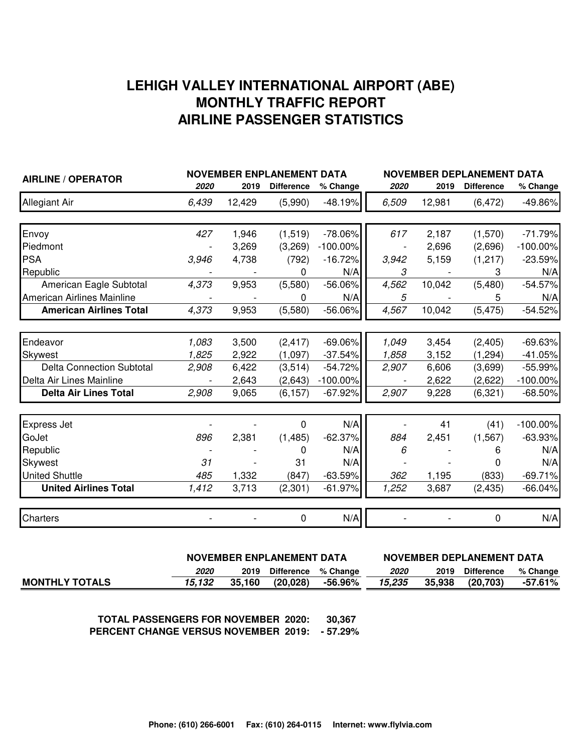# LEHIGH VALLEY INTERNATIONAL AIRPORT (ABE)
# MONTHLY TRAFFIC REPORT
# AIRLINE PASSENGER STATISTICS

| AIRLINE / OPERATOR | NOVEMBER ENPLANEMENT DATA | | | | NOVEMBER DEPLANEMENT DATA | | | |
|---|---|---|---|---|---|---|---|---|
| | *2020* | 2019 | Difference | % Change | *2020* | 2019 | Difference | % Change |
| Allegiant Air | *6,439* | 12,429 | (5,990) | -48.19% | *6,509* | 12,981 | (6,472) | -49.86% |
| Envoy | *427* | 1,946 | (1,519) | -78.06% | *617* | 2,187 | (1,570) | -71.79% |
| Piedmont | - | 3,269 | (3,269) | -100.00% | - | 2,696 | (2,696) | -100.00% |
| PSA | *3,946* | 4,738 | (792) | -16.72% | *3,942* | 5,159 | (1,217) | -23.59% |
| Republic | - | - | 0 | N/A | *3* | - | 3 | N/A |
| American Eagle Subtotal | *4,373* | 9,953 | (5,580) | -56.06% | *4,562* | 10,042 | (5,480) | -54.57% |
| American Airlines Mainline | - | - | 0 | N/A | *5* | - | 5 | N/A |
| **American Airlines Total** | *4,373* | 9,953 | (5,580) | -56.06% | *4,567* | 10,042 | (5,475) | -54.52% |
| Endeavor | *1,083* | 3,500 | (2,417) | -69.06% | *1,049* | 3,454 | (2,405) | -69.63% |
| Skywest | *1,825* | 2,922 | (1,097) | -37.54% | *1,858* | 3,152 | (1,294) | -41.05% |
| Delta Connection Subtotal | *2,908* | 6,422 | (3,514) | -54.72% | *2,907* | 6,606 | (3,699) | -55.99% |
| Delta Air Lines Mainline | - | 2,643 | (2,643) | -100.00% | - | 2,622 | (2,622) | -100.00% |
| **Delta Air Lines Total** | *2,908* | 9,065 | (6,157) | -67.92% | *2,907* | 9,228 | (6,321) | -68.50% |
| Express Jet | - | - | 0 | N/A | - | 41 | (41) | -100.00% |
| GoJet | *896* | 2,381 | (1,485) | -62.37% | *884* | 2,451 | (1,567) | -63.93% |
| Republic | - | - | 0 | N/A | *6* | - | 6 | N/A |
| Skywest | *31* | - | 31 | N/A | - | - | 0 | N/A |
| United Shuttle | *485* | 1,332 | (847) | -63.59% | *362* | 1,195 | (833) | -69.71% |
| **United Airlines Total** | *1,412* | 3,713 | (2,301) | -61.97% | *1,252* | 3,687 | (2,435) | -66.04% |
| Charters | - | - | 0 | N/A | - | - | 0 | N/A |

| | NOVEMBER ENPLANEMENT DATA | | | | NOVEMBER DEPLANEMENT DATA | | | |
|---|---|---|---|---|---|---|---|---|
| | *2020* | 2019 | Difference | % Change | *2020* | 2019 | Difference | % Change |
| **MONTHLY TOTALS** | ***15,132*** | **35,160** | **(20,028)** | **-56.96%** | ***15,235*** | **35,938** | **(20,703)** | **-57.61%** |

**TOTAL PASSENGERS FOR NOVEMBER 2020: 30,367**

**PERCENT CHANGE VERSUS NOVEMBER 2019: - 57.29%**

**Phone: (610) 266-6001 Fax: (610) 264-0115 Internet: www.flylvia.com**